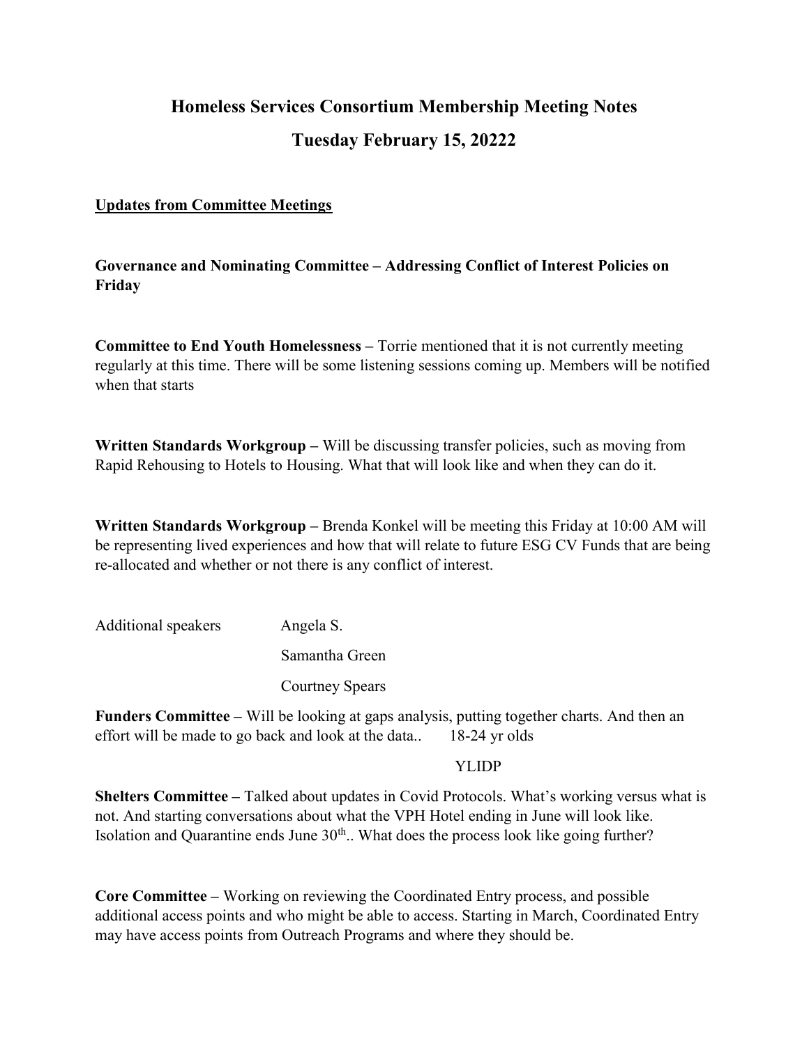# Homeless Services Consortium Membership Meeting Notes

## Tuesday February 15, 20222

**Updates from Committee Meetings**

**Governance and Nominating Committee – Addressing Conflict of Interest Policies on Friday**

**Committee to End Youth Homelessness –** Torrie mentioned that it is not currently meeting regularly at this time. There will be some listening sessions coming up. Members will be notified when that starts

**Written Standards Workgroup –** Will be discussing transfer policies, such as moving from Rapid Rehousing to Hotels to Housing. What that will look like and when they can do it.

**Written Standards Workgroup –** Brenda Konkel will be meeting this Friday at 10:00 AM will be representing lived experiences and how that will relate to future ESG CV Funds that are being re-allocated and whether or not there is any conflict of interest.

Additional speakers Angela S.

Samantha Green

Courtney Spears

**Funders Committee –** Will be looking at gaps analysis, putting together charts. And then an effort will be made to go back and look at the data.. 18-24 yr olds

YLIDP

**Shelters Committee –** Talked about updates in Covid Protocols. What's working versus what is not. And starting conversations about what the VPH Hotel ending in June will look like. Isolation and Quarantine ends June 30th.. What does the process look like going further?

**Core Committee –** Working on reviewing the Coordinated Entry process, and possible additional access points and who might be able to access. Starting in March, Coordinated Entry may have access points from Outreach Programs and where they should be.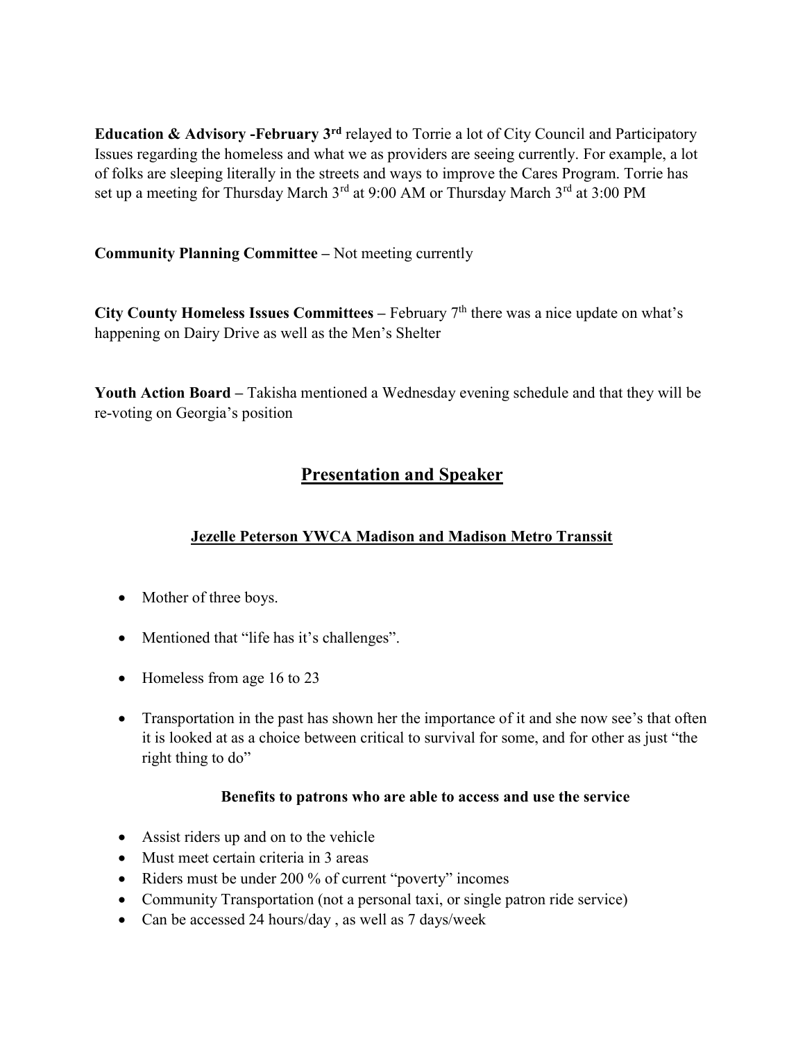**Education & Advisory -February 3rd** relayed to Torrie a lot of City Council and Participatory Issues regarding the homeless and what we as providers are seeing currently. For example, a lot of folks are sleeping literally in the streets and ways to improve the Cares Program. Torrie has set up a meeting for Thursday March 3rd at 9:00 AM or Thursday March 3rd at 3:00 PM

**Community Planning Committee –** Not meeting currently

**City County Homeless Issues Committees –** February 7th there was a nice update on what's happening on Dairy Drive as well as the Men's Shelter

**Youth Action Board –** Takisha mentioned a Wednesday evening schedule and that they will be re-voting on Georgia's position

## Presentation and Speaker

### Jezelle Peterson YWCA Madison and Madison Metro Transsit

- Mother of three boys.
- Mentioned that "life has it's challenges".
- Homeless from age 16 to 23
- Transportation in the past has shown her the importance of it and she now see's that often it is looked at as a choice between critical to survival for some, and for other as just "the right thing to do"

**Benefits to patrons who are able to access and use the service**

- Assist riders up and on to the vehicle
- Must meet certain criteria in 3 areas
- Riders must be under 200 % of current "poverty" incomes
- Community Transportation (not a personal taxi, or single patron ride service)
- Can be accessed 24 hours/day , as well as 7 days/week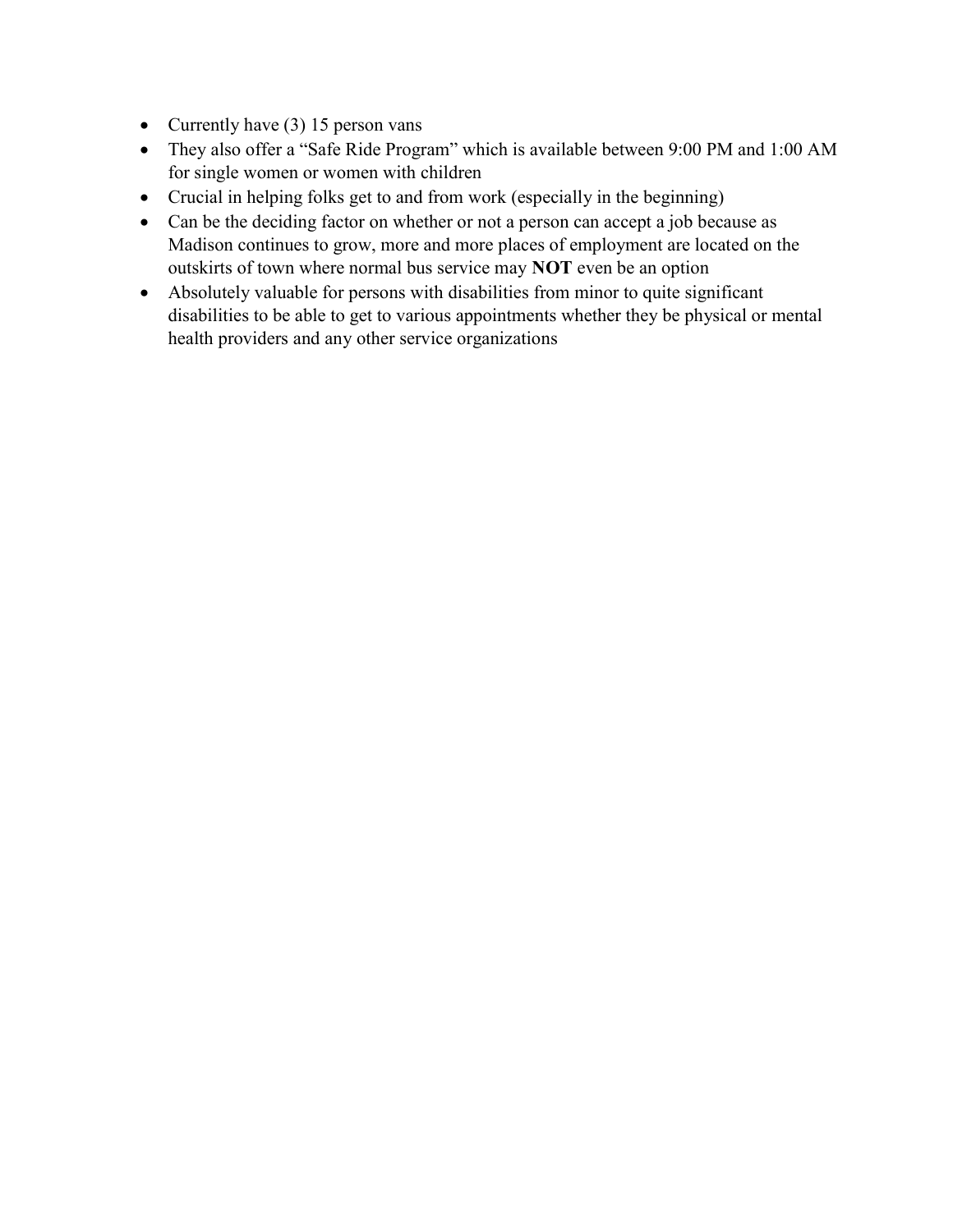- Currently have (3) 15 person vans
- They also offer a "Safe Ride Program" which is available between 9:00 PM and 1:00 AM for single women or women with children
- Crucial in helping folks get to and from work (especially in the beginning)
- Can be the deciding factor on whether or not a person can accept a job because as Madison continues to grow, more and more places of employment are located on the outskirts of town where normal bus service may **NOT** even be an option
- Absolutely valuable for persons with disabilities from minor to quite significant disabilities to be able to get to various appointments whether they be physical or mental health providers and any other service organizations